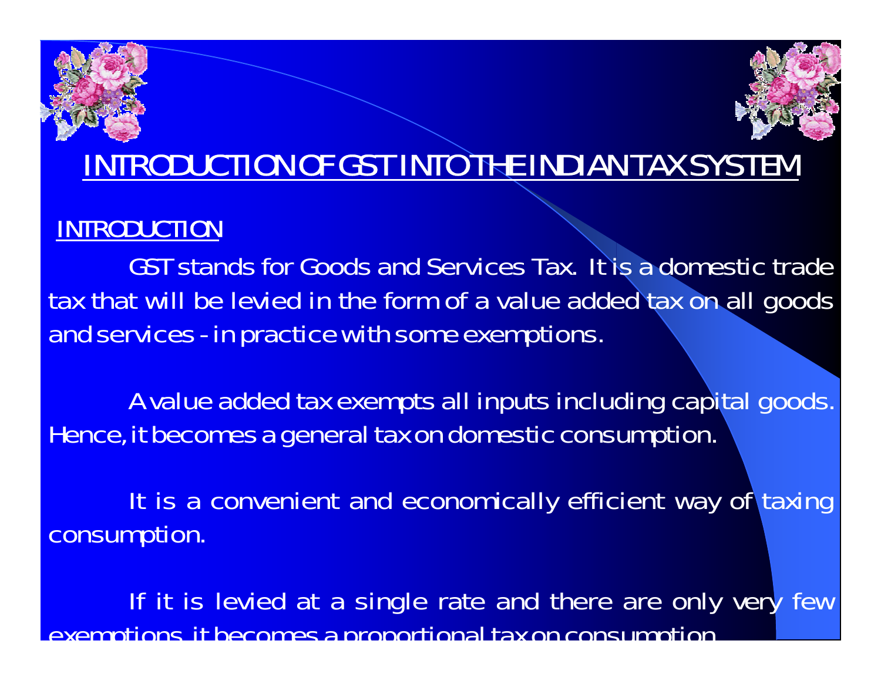# INTRODUCTION OF GST INTO THE INDIAN TAX SYSTEM

## INTRODUCTION

GST stands for Goods and Services Tax. It is a domestic trade tax that will be levied in the form of a value added tax on all goods and services - in practice with some exemptions.

A value added tax exempts all inputs including capital goods. Hence, it becomes a general tax on domestic consumption.

It is a convenient and economically efficient way of taxing consumption.

If it is levied at a single rate and there are only very few exemptions it becomes a proportional tax on consumption.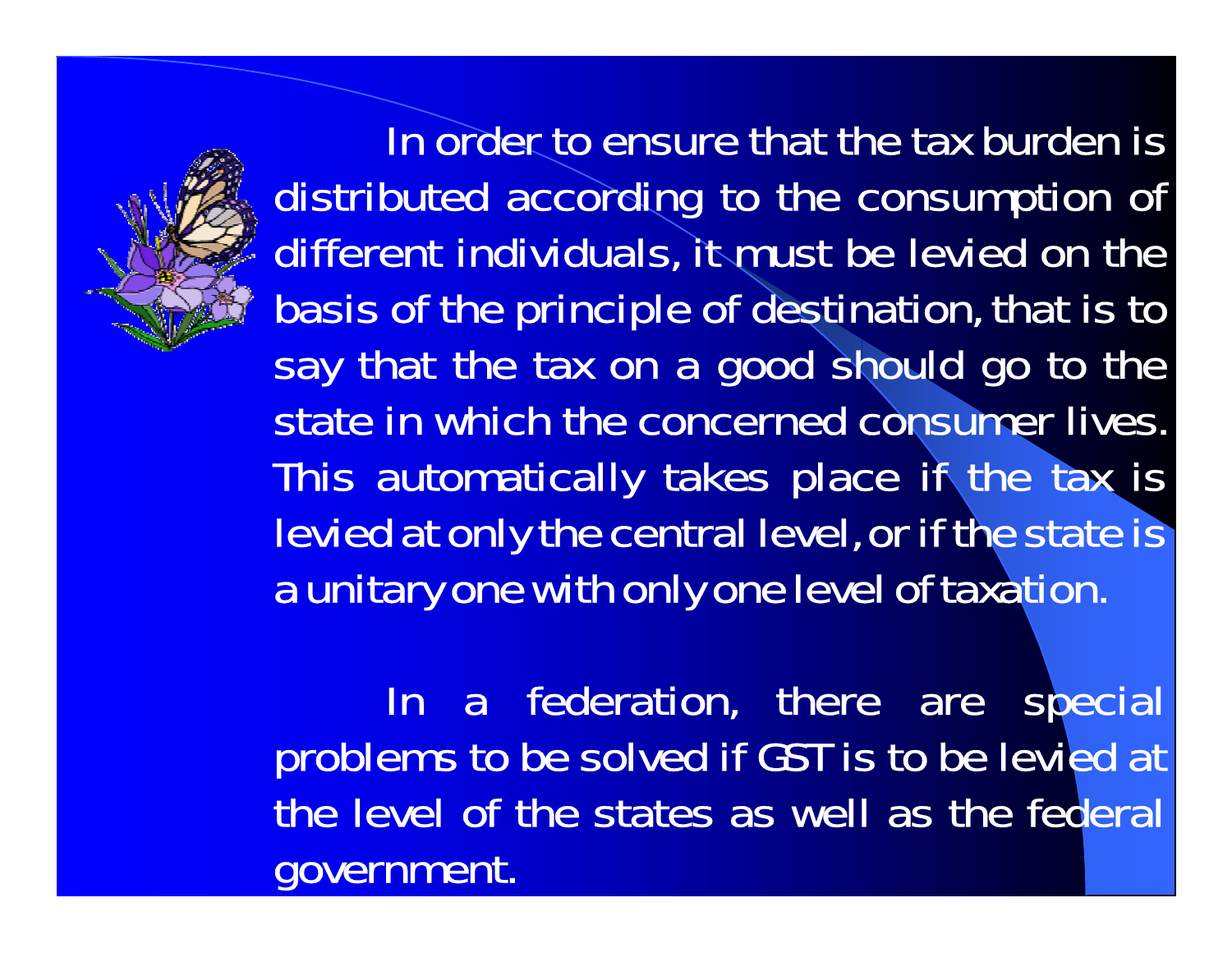In order to ensure that the tax burden is distributed according to the consumption of different individuals, it must be levied on the basis of the principle of destination, that is to say that the tax on a good should go to the state in which the concerned consumer lives. This automatically takes place if the tax is levied at only the central level, or if the state is a unitary one with only one level of taxation.

In a federation, there are special problems to be solved if GST is to be levied at the level of the states as well as the federal government.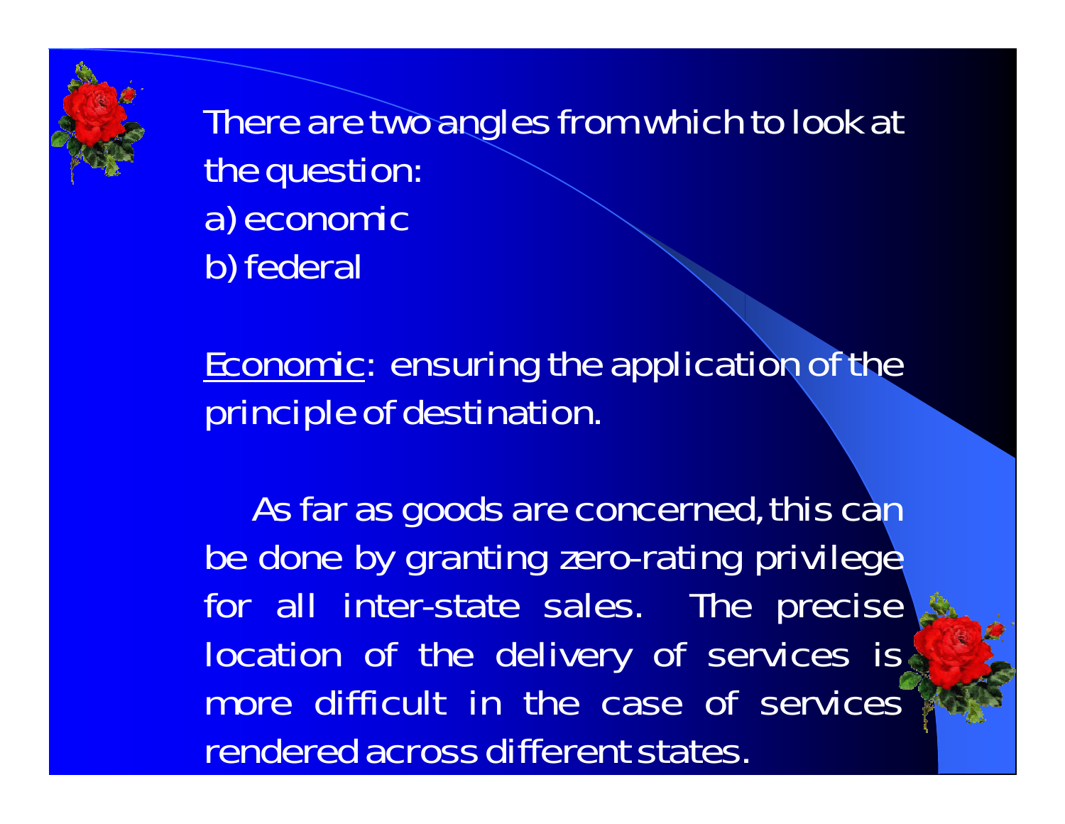There are two angles from which to look at the question:

a) economic

b) federal

<u>Economic</u>: ensuring the application of the principle of destination.

As far as goods are concerned, this can be done by granting zero-rating privilege for all inter-state sales. The precise location of the delivery of services is more difficult in the case of services rendered across different states.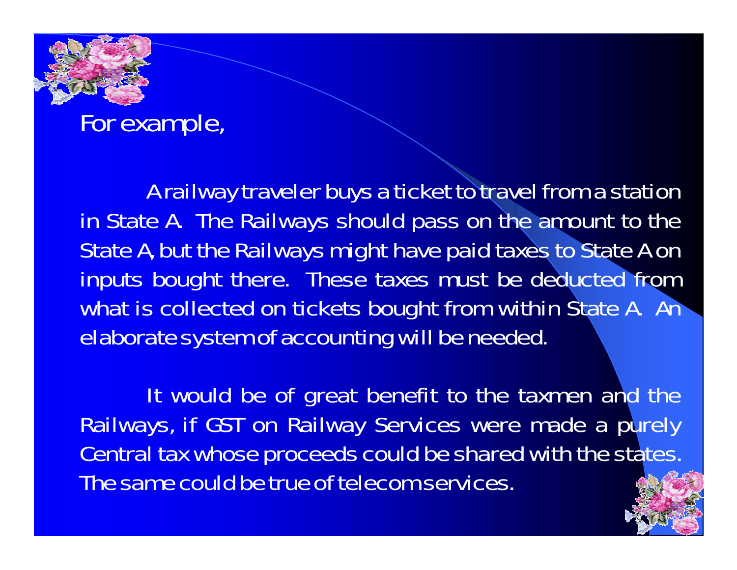For example,

A railway traveler buys a ticket to travel from a station in State A. The Railways should pass on the amount to the State A, but the Railways might have paid taxes to State A on inputs bought there. These taxes must be deducted from what is collected on tickets bought from within State A. An elaborate system of accounting will be needed.

It would be of great benefit to the taxmen and the Railways, if GST on Railway Services were made a purely Central tax whose proceeds could be shared with the states. The same could be true of telecom services.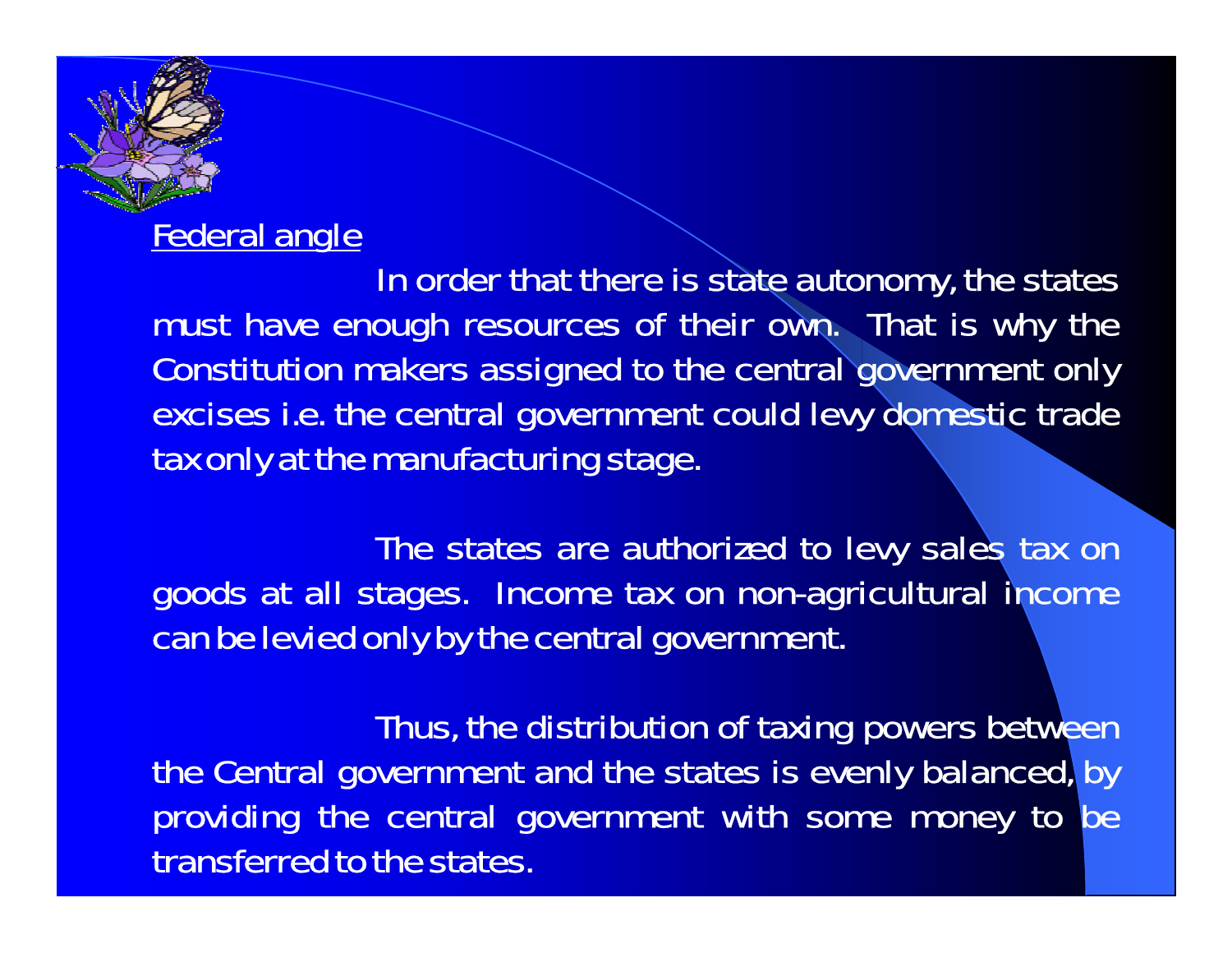## Federal angle

In order that there is state autonomy, the states must have enough resources of their own. That is why the Constitution makers assigned to the central government only excises i.e. the central government could levy domestic trade tax only at the manufacturing stage.

The states are authorized to levy sales tax on goods at all stages. Income tax on non-agricultural income can be levied only by the central government.

Thus, the distribution of taxing powers between the Central government and the states is evenly balanced, by providing the central government with some money to be transferred to the states.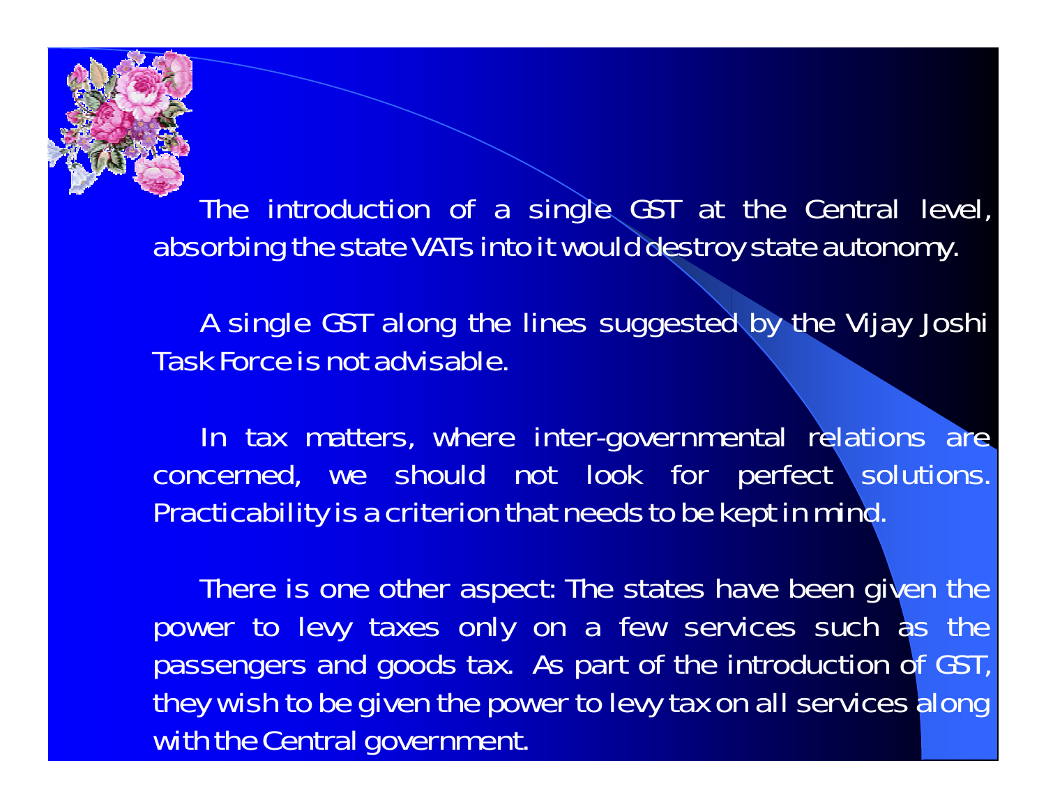The introduction of a single GST at the Central level, absorbing the state VATs into it would destroy state autonomy.

A single GST along the lines suggested by the Vijay Joshi Task Force is not advisable.

In tax matters, where inter-governmental relations are concerned, we should not look for perfect solutions. Practicability is a criterion that needs to be kept in mind.

There is one other aspect: The states have been given the power to levy taxes only on a few services such as the passengers and goods tax. As part of the introduction of GST, they wish to be given the power to levy tax on all services along with the Central government.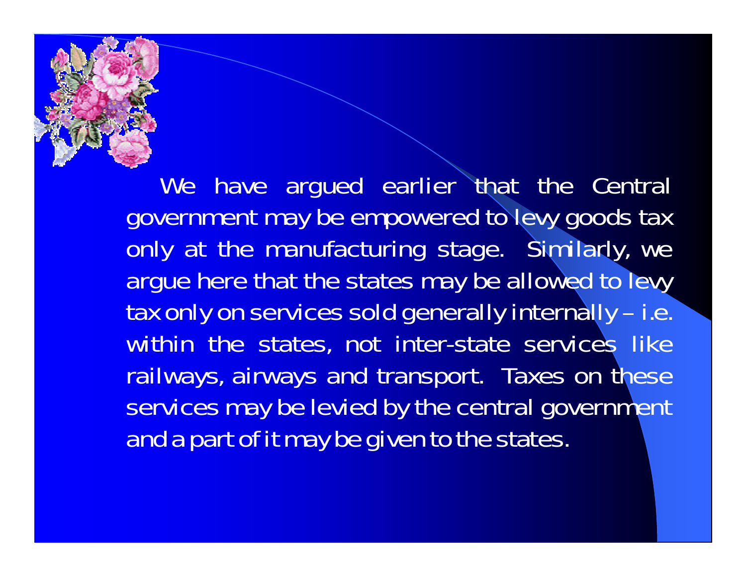We have argued earlier that the Central government may be empowered to levy goods tax only at the manufacturing stage. Similarly, we argue here that the states may be allowed to levy tax only on services sold generally internally – i.e. within the states, not inter-state services like railways, airways and transport. Taxes on these services may be levied by the central government and a part of it may be given to the states.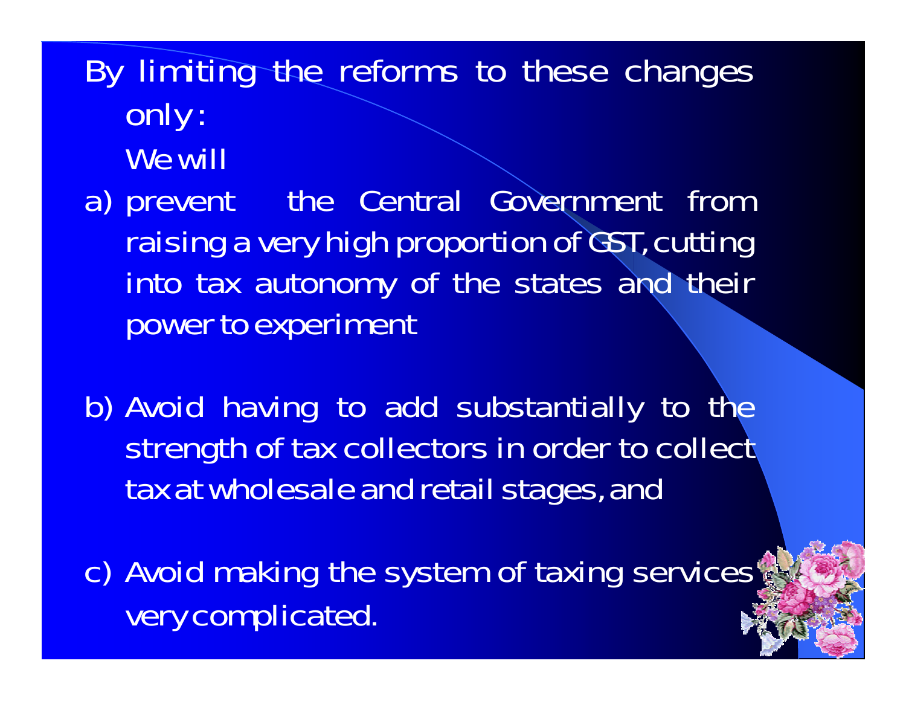By limiting the reforms to these changes only:

We will

a) prevent the Central Government from raising a very high proportion of GST, cutting into tax autonomy of the states and their power to experiment

b) Avoid having to add substantially to the strength of tax collectors in order to collect tax at wholesale and retail stages, and

c) Avoid making the system of taxing services very complicated.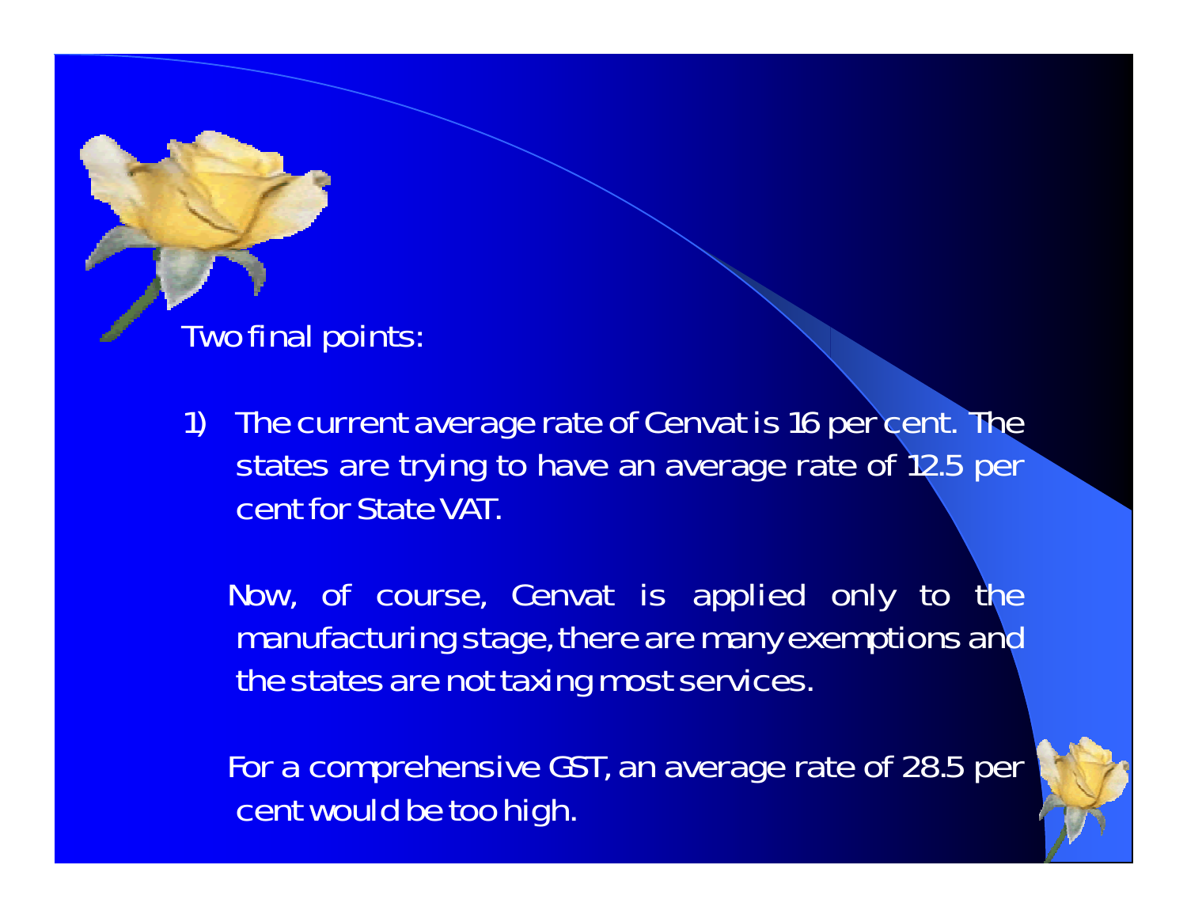Two final points:

1) The current average rate of Cenvat is 16 per cent. The states are trying to have an average rate of 12.5 per cent for State VAT.

   Now, of course, Cenvat is applied only to the manufacturing stage, there are many exemptions and the states are not taxing most services.

   For a comprehensive GST, an average rate of 28.5 per cent would be too high.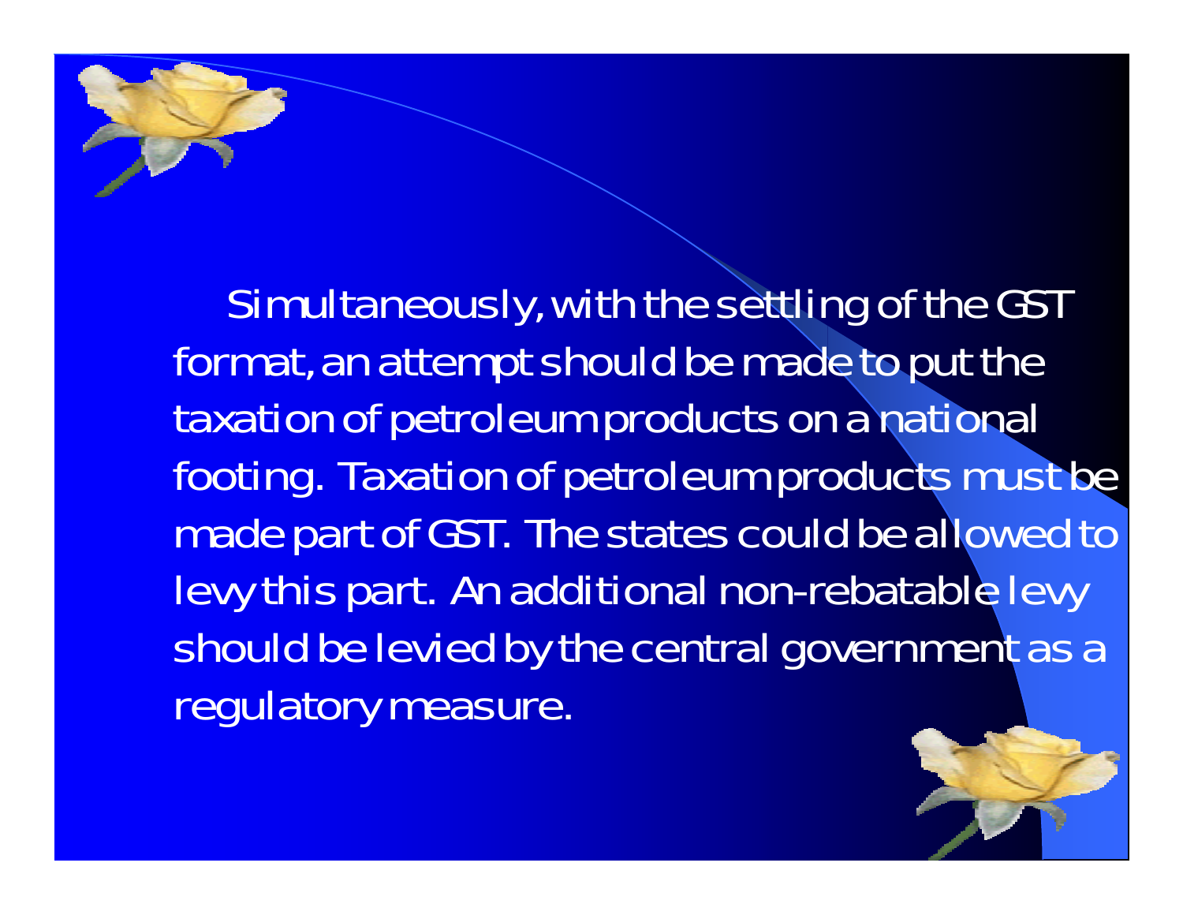Simultaneously, with the settling of the GST format, an attempt should be made to put the taxation of petroleum products on a national footing. Taxation of petroleum products must be made part of GST. The states could be allowed to levy this part. An additional non-rebatable levy should be levied by the central government as a regulatory measure.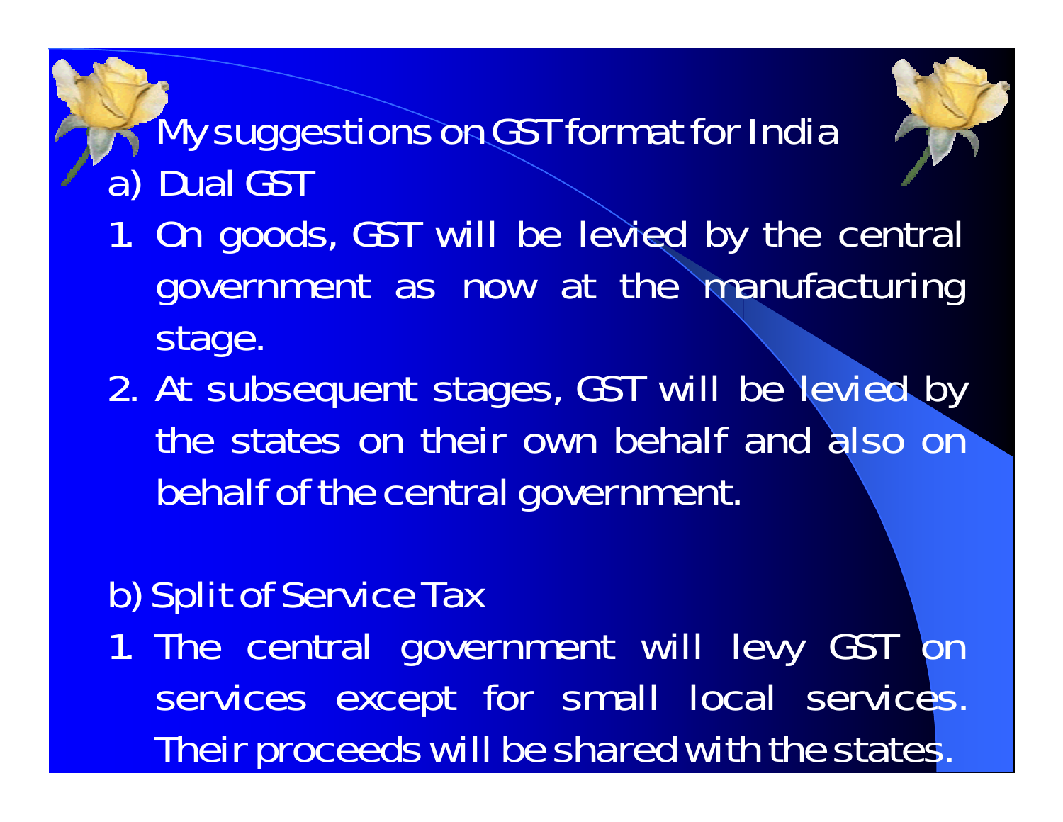## My suggestions on GST format for India

a) Dual GST

1. On goods, GST will be levied by the central government as now at the manufacturing stage.
2. At subsequent stages, GST will be levied by the states on their own behalf and also on behalf of the central government.

b) Split of Service Tax

1. The central government will levy GST on services except for small local services. Their proceeds will be shared with the states.